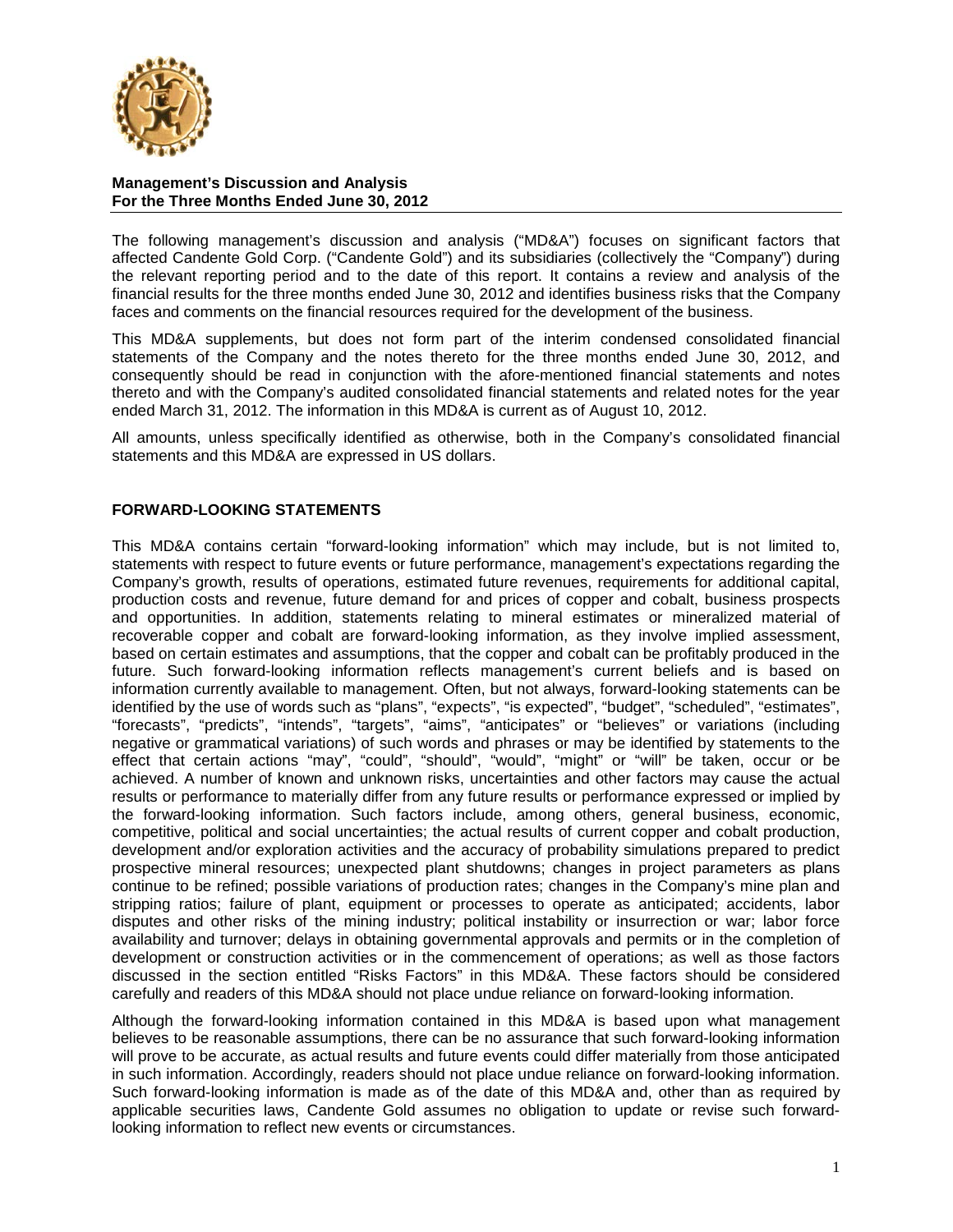**Management's Discussion and Analysis**
**For the Three Months Ended June 30, 2012**

The following management's discussion and analysis ("MD&A") focuses on significant factors that affected Candente Gold Corp. ("Candente Gold") and its subsidiaries (collectively the "Company") during the relevant reporting period and to the date of this report. It contains a review and analysis of the financial results for the three months ended June 30, 2012 and identifies business risks that the Company faces and comments on the financial resources required for the development of the business.

This MD&A supplements, but does not form part of the interim condensed consolidated financial statements of the Company and the notes thereto for the three months ended June 30, 2012, and consequently should be read in conjunction with the afore-mentioned financial statements and notes thereto and with the Company's audited consolidated financial statements and related notes for the year ended March 31, 2012. The information in this MD&A is current as of August 10, 2012.

All amounts, unless specifically identified as otherwise, both in the Company's consolidated financial statements and this MD&A are expressed in US dollars.

## FORWARD-LOOKING STATEMENTS

This MD&A contains certain "forward-looking information" which may include, but is not limited to, statements with respect to future events or future performance, management's expectations regarding the Company's growth, results of operations, estimated future revenues, requirements for additional capital, production costs and revenue, future demand for and prices of copper and cobalt, business prospects and opportunities. In addition, statements relating to mineral estimates or mineralized material of recoverable copper and cobalt are forward-looking information, as they involve implied assessment, based on certain estimates and assumptions, that the copper and cobalt can be profitably produced in the future. Such forward-looking information reflects management's current beliefs and is based on information currently available to management. Often, but not always, forward-looking statements can be identified by the use of words such as "plans", "expects", "is expected", "budget", "scheduled", "estimates", "forecasts", "predicts", "intends", "targets", "aims", "anticipates" or "believes" or variations (including negative or grammatical variations) of such words and phrases or may be identified by statements to the effect that certain actions "may", "could", "should", "would", "might" or "will" be taken, occur or be achieved. A number of known and unknown risks, uncertainties and other factors may cause the actual results or performance to materially differ from any future results or performance expressed or implied by the forward-looking information. Such factors include, among others, general business, economic, competitive, political and social uncertainties; the actual results of current copper and cobalt production, development and/or exploration activities and the accuracy of probability simulations prepared to predict prospective mineral resources; unexpected plant shutdowns; changes in project parameters as plans continue to be refined; possible variations of production rates; changes in the Company's mine plan and stripping ratios; failure of plant, equipment or processes to operate as anticipated; accidents, labor disputes and other risks of the mining industry; political instability or insurrection or war; labor force availability and turnover; delays in obtaining governmental approvals and permits or in the completion of development or construction activities or in the commencement of operations; as well as those factors discussed in the section entitled "Risks Factors" in this MD&A. These factors should be considered carefully and readers of this MD&A should not place undue reliance on forward-looking information.

Although the forward-looking information contained in this MD&A is based upon what management believes to be reasonable assumptions, there can be no assurance that such forward-looking information will prove to be accurate, as actual results and future events could differ materially from those anticipated in such information. Accordingly, readers should not place undue reliance on forward-looking information. Such forward-looking information is made as of the date of this MD&A and, other than as required by applicable securities laws, Candente Gold assumes no obligation to update or revise such forward-looking information to reflect new events or circumstances.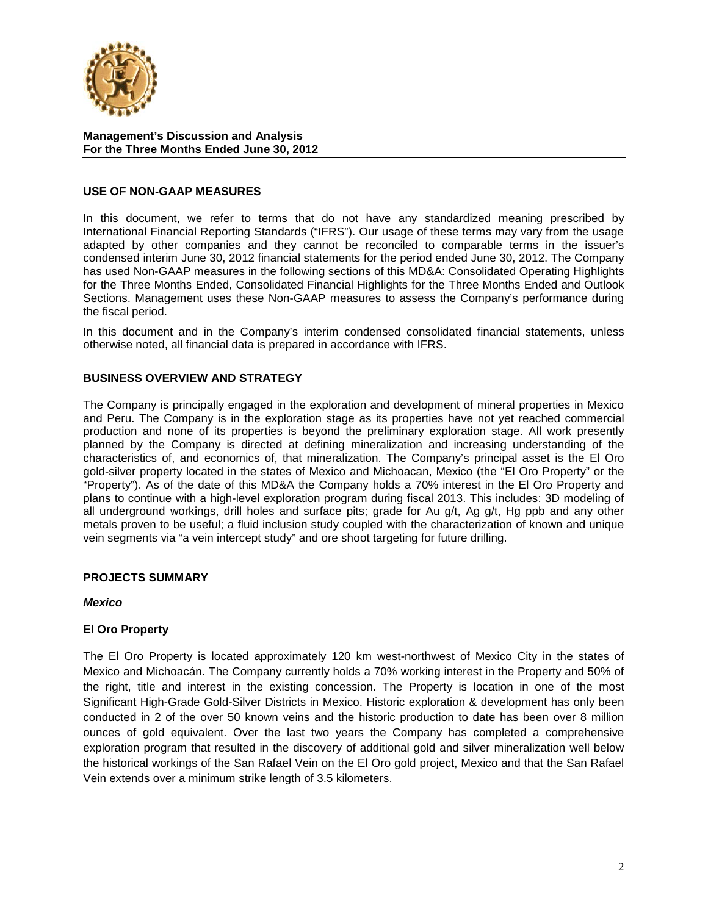**Management's Discussion and Analysis**
**For the Three Months Ended June 30, 2012**

## USE OF NON-GAAP MEASURES

In this document, we refer to terms that do not have any standardized meaning prescribed by International Financial Reporting Standards ("IFRS"). Our usage of these terms may vary from the usage adapted by other companies and they cannot be reconciled to comparable terms in the issuer's condensed interim June 30, 2012 financial statements for the period ended June 30, 2012. The Company has used Non-GAAP measures in the following sections of this MD&A: Consolidated Operating Highlights for the Three Months Ended, Consolidated Financial Highlights for the Three Months Ended and Outlook Sections. Management uses these Non-GAAP measures to assess the Company's performance during the fiscal period.

In this document and in the Company's interim condensed consolidated financial statements, unless otherwise noted, all financial data is prepared in accordance with IFRS.

## BUSINESS OVERVIEW AND STRATEGY

The Company is principally engaged in the exploration and development of mineral properties in Mexico and Peru. The Company is in the exploration stage as its properties have not yet reached commercial production and none of its properties is beyond the preliminary exploration stage. All work presently planned by the Company is directed at defining mineralization and increasing understanding of the characteristics of, and economics of, that mineralization. The Company's principal asset is the El Oro gold-silver property located in the states of Mexico and Michoacan, Mexico (the "El Oro Property" or the "Property"). As of the date of this MD&A the Company holds a 70% interest in the El Oro Property and plans to continue with a high-level exploration program during fiscal 2013. This includes: 3D modeling of all underground workings, drill holes and surface pits; grade for Au g/t, Ag g/t, Hg ppb and any other metals proven to be useful; a fluid inclusion study coupled with the characterization of known and unique vein segments via "a vein intercept study" and ore shoot targeting for future drilling.

## PROJECTS SUMMARY

### *Mexico*

### El Oro Property

The El Oro Property is located approximately 120 km west-northwest of Mexico City in the states of Mexico and Michoacán. The Company currently holds a 70% working interest in the Property and 50% of the right, title and interest in the existing concession. The Property is location in one of the most Significant High-Grade Gold-Silver Districts in Mexico. Historic exploration & development has only been conducted in 2 of the over 50 known veins and the historic production to date has been over 8 million ounces of gold equivalent. Over the last two years the Company has completed a comprehensive exploration program that resulted in the discovery of additional gold and silver mineralization well below the historical workings of the San Rafael Vein on the El Oro gold project, Mexico and that the San Rafael Vein extends over a minimum strike length of 3.5 kilometers.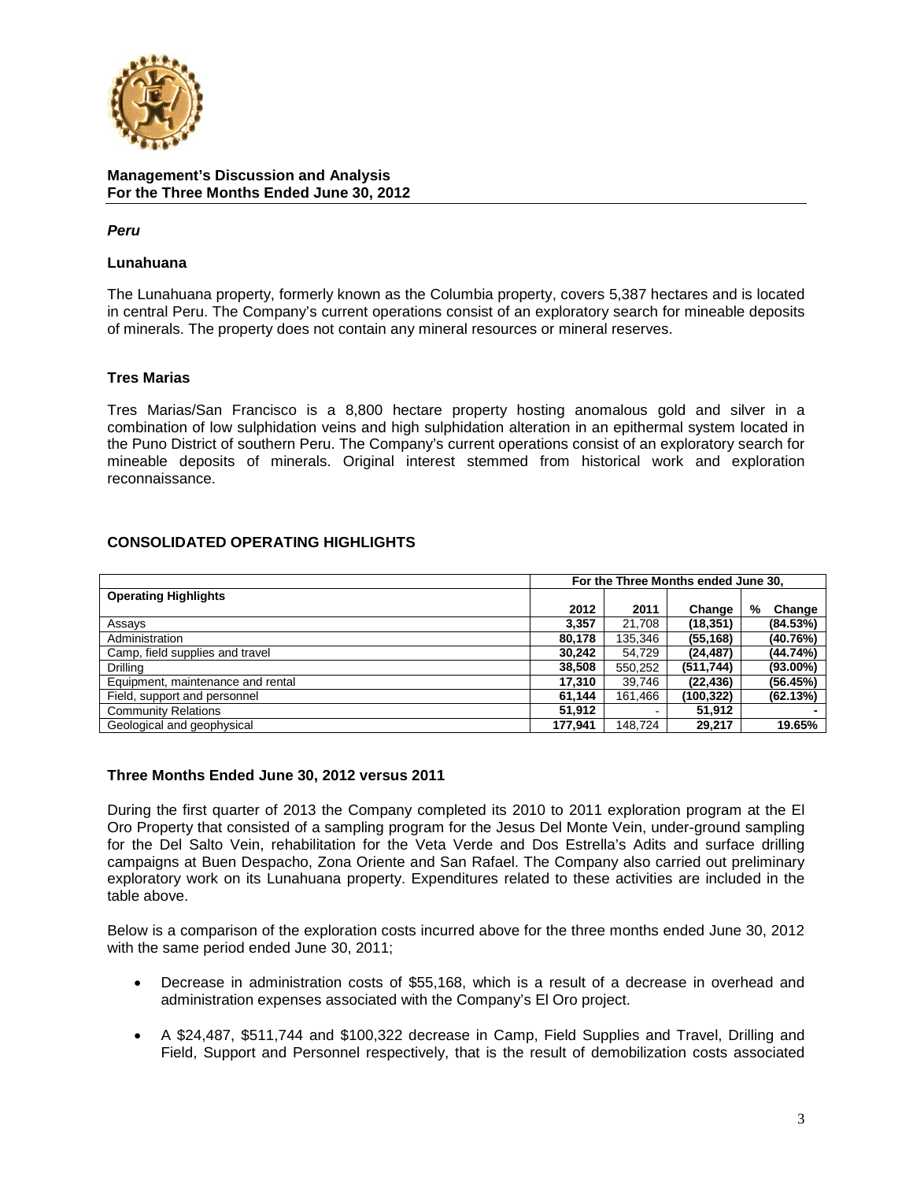**Management's Discussion and Analysis**
**For the Three Months Ended June 30, 2012**

### *Peru*

#### Lunahuana

The Lunahuana property, formerly known as the Columbia property, covers 5,387 hectares and is located in central Peru. The Company's current operations consist of an exploratory search for mineable deposits of minerals. The property does not contain any mineral resources or mineral reserves.

#### Tres Marias

Tres Marias/San Francisco is a 8,800 hectare property hosting anomalous gold and silver in a combination of low sulphidation veins and high sulphidation alteration in an epithermal system located in the Puno District of southern Peru. The Company's current operations consist of an exploratory search for mineable deposits of minerals. Original interest stemmed from historical work and exploration reconnaissance.

## CONSOLIDATED OPERATING HIGHLIGHTS

| | For the Three Months ended June 30, | | | |
|---|---|---|---|---|
| **Operating Highlights** | **2012** | **2011** | **Change** | **% Change** |
| Assays | **3,357** | 21,708 | **(18,351)** | **(84.53%)** |
| Administration | **80,178** | 135,346 | **(55,168)** | **(40.76%)** |
| Camp, field supplies and travel | **30,242** | 54,729 | **(24,487)** | **(44.74%)** |
| Drilling | **38,508** | 550,252 | **(511,744)** | **(93.00%)** |
| Equipment, maintenance and rental | **17,310** | 39,746 | **(22,436)** | **(56.45%)** |
| Field, support and personnel | **61,144** | 161,466 | **(100,322)** | **(62.13%)** |
| Community Relations | **51,912** | - | **51,912** | **-** |
| Geological and geophysical | **177,941** | 148,724 | **29,217** | **19.65%** |

### Three Months Ended June 30, 2012 versus 2011

During the first quarter of 2013 the Company completed its 2010 to 2011 exploration program at the El Oro Property that consisted of a sampling program for the Jesus Del Monte Vein, under-ground sampling for the Del Salto Vein, rehabilitation for the Veta Verde and Dos Estrella's Adits and surface drilling campaigns at Buen Despacho, Zona Oriente and San Rafael. The Company also carried out preliminary exploratory work on its Lunahuana property. Expenditures related to these activities are included in the table above.

Below is a comparison of the exploration costs incurred above for the three months ended June 30, 2012 with the same period ended June 30, 2011;

- Decrease in administration costs of $55,168, which is a result of a decrease in overhead and administration expenses associated with the Company's El Oro project.
- A $24,487, $511,744 and $100,322 decrease in Camp, Field Supplies and Travel, Drilling and Field, Support and Personnel respectively, that is the result of demobilization costs associated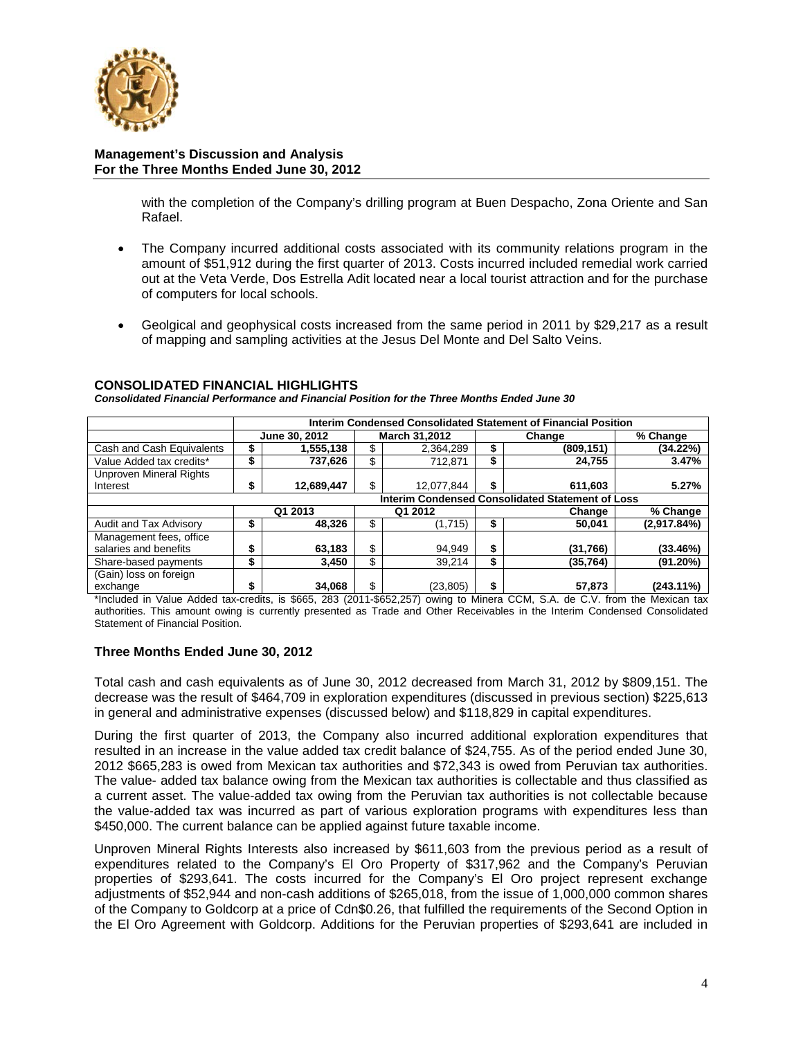with the completion of the Company's drilling program at Buen Despacho, Zona Oriente and San Rafael.

- The Company incurred additional costs associated with its community relations program in the amount of $51,912 during the first quarter of 2013. Costs incurred included remedial work carried out at the Veta Verde, Dos Estrella Adit located near a local tourist attraction and for the purchase of computers for local schools.

- Geolgical and geophysical costs increased from the same period in 2011 by $29,217 as a result of mapping and sampling activities at the Jesus Del Monte and Del Salto Veins.

## CONSOLIDATED FINANCIAL HIGHLIGHTS

***Consolidated Financial Performance and Financial Position for the Three Months Ended June 30***

| | **Interim Condensed Consolidated Statement of Financial Position** | | | | | | |
|---|---|---|---|---|---|---|---|
| | **June 30, 2012** | | **March 31,2012** | | **Change** | | **% Change** |
| Cash and Cash Equivalents | **$** | **1,555,138** | $ | 2,364,289 | **$** | **(809,151)** | **(34.22%)** |
| Value Added tax credits* | **$** | **737,626** | $ | 712,871 | **$** | **24,755** | **3.47%** |
| Unproven Mineral Rights Interest | **$** | **12,689,447** | $ | 12,077,844 | **$** | **611,603** | **5.27%** |
| | **Interim Condensed Consolidated Statement of Loss** | | | | | | |
| | **Q1 2013** | | **Q1 2012** | | **Change** | | **% Change** |
| Audit and Tax Advisory | **$** | **48,326** | $ | (1,715) | **$** | **50,041** | **(2,917.84%)** |
| Management fees, office salaries and benefits | **$** | **63,183** | $ | 94,949 | **$** | **(31,766)** | **(33.46%)** |
| Share-based payments | **$** | **3,450** | $ | 39,214 | **$** | **(35,764)** | **(91.20%)** |
| (Gain) loss on foreign exchange | **$** | **34,068** | $ | (23,805) | **$** | **57,873** | **(243.11%)** |

*Included in Value Added tax-credits, is $665, 283 (2011-$652,257) owing to Minera CCM, S.A. de C.V. from the Mexican tax authorities. This amount owing is currently presented as Trade and Other Receivables in the Interim Condensed Consolidated Statement of Financial Position.

### Three Months Ended June 30, 2012

Total cash and cash equivalents as of June 30, 2012 decreased from March 31, 2012 by $809,151. The decrease was the result of $464,709 in exploration expenditures (discussed in previous section) $225,613 in general and administrative expenses (discussed below) and $118,829 in capital expenditures.

During the first quarter of 2013, the Company also incurred additional exploration expenditures that resulted in an increase in the value added tax credit balance of $24,755. As of the period ended June 30, 2012 $665,283 is owed from Mexican tax authorities and $72,343 is owed from Peruvian tax authorities. The value- added tax balance owing from the Mexican tax authorities is collectable and thus classified as a current asset. The value-added tax owing from the Peruvian tax authorities is not collectable because the value-added tax was incurred as part of various exploration programs with expenditures less than $450,000. The current balance can be applied against future taxable income.

Unproven Mineral Rights Interests also increased by $611,603 from the previous period as a result of expenditures related to the Company's El Oro Property of $317,962 and the Company's Peruvian properties of $293,641. The costs incurred for the Company's El Oro project represent exchange adjustments of $52,944 and non-cash additions of $265,018, from the issue of 1,000,000 common shares of the Company to Goldcorp at a price of Cdn$0.26, that fulfilled the requirements of the Second Option in the El Oro Agreement with Goldcorp. Additions for the Peruvian properties of $293,641 are included in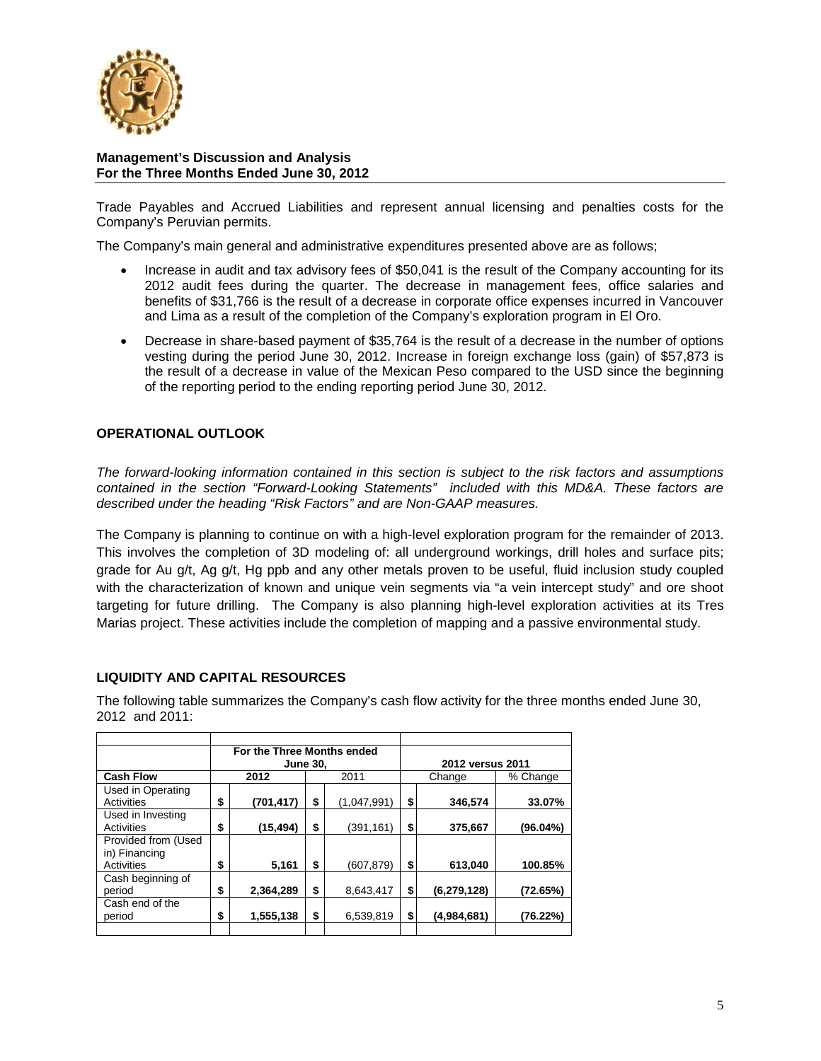**Management's Discussion and Analysis**
**For the Three Months Ended June 30, 2012**

Trade Payables and Accrued Liabilities and represent annual licensing and penalties costs for the Company's Peruvian permits.

The Company's main general and administrative expenditures presented above are as follows;

- Increase in audit and tax advisory fees of $50,041 is the result of the Company accounting for its 2012 audit fees during the quarter. The decrease in management fees, office salaries and benefits of $31,766 is the result of a decrease in corporate office expenses incurred in Vancouver and Lima as a result of the completion of the Company's exploration program in El Oro.
- Decrease in share-based payment of $35,764 is the result of a decrease in the number of options vesting during the period June 30, 2012. Increase in foreign exchange loss (gain) of $57,873 is the result of a decrease in value of the Mexican Peso compared to the USD since the beginning of the reporting period to the ending reporting period June 30, 2012.

## OPERATIONAL OUTLOOK

*The forward-looking information contained in this section is subject to the risk factors and assumptions contained in the section "Forward-Looking Statements" included with this MD&A. These factors are described under the heading "Risk Factors" and are Non-GAAP measures.*

The Company is planning to continue on with a high-level exploration program for the remainder of 2013. This involves the completion of 3D modeling of: all underground workings, drill holes and surface pits; grade for Au g/t, Ag g/t, Hg ppb and any other metals proven to be useful, fluid inclusion study coupled with the characterization of known and unique vein segments via "a vein intercept study" and ore shoot targeting for future drilling. The Company is also planning high-level exploration activities at its Tres Marias project. These activities include the completion of mapping and a passive environmental study.

## LIQUIDITY AND CAPITAL RESOURCES

The following table summarizes the Company's cash flow activity for the three months ended June 30, 2012 and 2011:

| | For the Three Months ended June 30, | | 2012 versus 2011 | |
|---|---|---|---|---|
| **Cash Flow** | **2012** | 2011 | Change | % Change |
| Used in Operating Activities | $ **(701,417)** | $ (1,047,991) | $ **346,574** | **33.07%** |
| Used in Investing Activities | $ **(15,494)** | $ (391,161) | $ **375,667** | **(96.04%)** |
| Provided from (Used in) Financing Activities | $ **5,161** | $ (607,879) | $ **613,040** | **100.85%** |
| Cash beginning of period | $ **2,364,289** | $ 8,643,417 | $ **(6,279,128)** | **(72.65%)** |
| Cash end of the period | $ **1,555,138** | $ 6,539,819 | $ **(4,984,681)** | **(76.22%)** |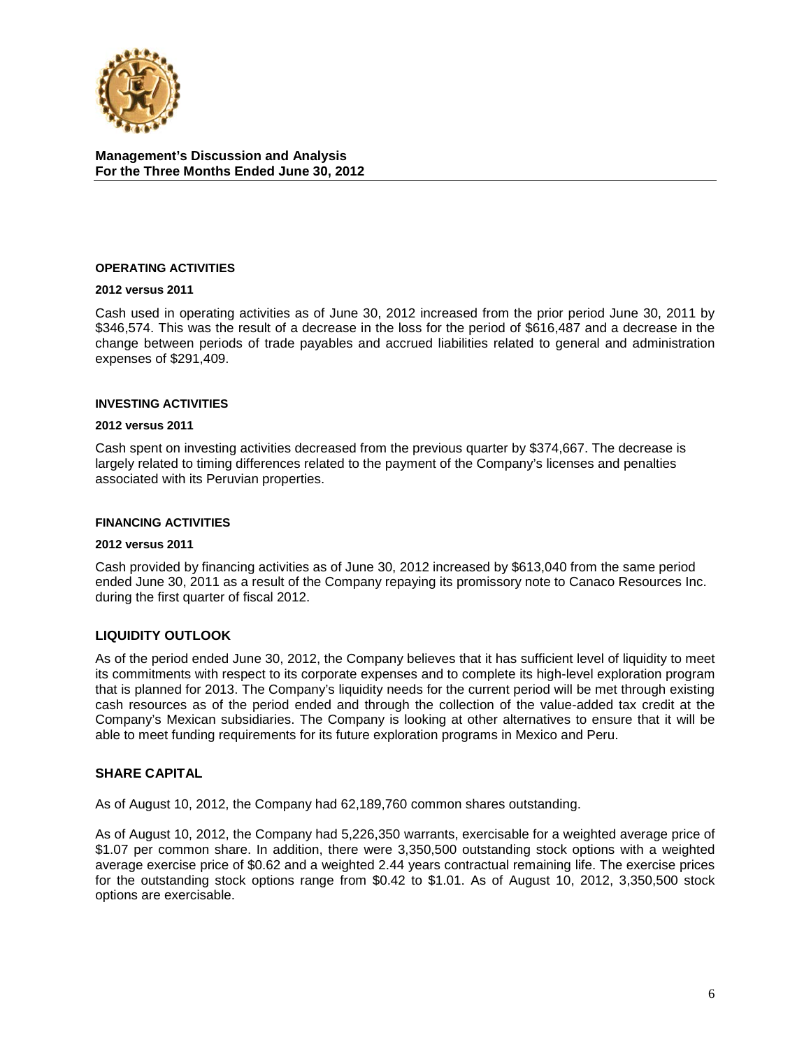#### OPERATING ACTIVITIES

**2012 versus 2011**

Cash used in operating activities as of June 30, 2012 increased from the prior period June 30, 2011 by \$346,574. This was the result of a decrease in the loss for the period of \$616,487 and a decrease in the change between periods of trade payables and accrued liabilities related to general and administration expenses of \$291,409.

#### INVESTING ACTIVITIES

**2012 versus 2011**

Cash spent on investing activities decreased from the previous quarter by \$374,667. The decrease is largely related to timing differences related to the payment of the Company's licenses and penalties associated with its Peruvian properties.

#### FINANCING ACTIVITIES

**2012 versus 2011**

Cash provided by financing activities as of June 30, 2012 increased by \$613,040 from the same period ended June 30, 2011 as a result of the Company repaying its promissory note to Canaco Resources Inc. during the first quarter of fiscal 2012.

## LIQUIDITY OUTLOOK

As of the period ended June 30, 2012, the Company believes that it has sufficient level of liquidity to meet its commitments with respect to its corporate expenses and to complete its high-level exploration program that is planned for 2013. The Company's liquidity needs for the current period will be met through existing cash resources as of the period ended and through the collection of the value-added tax credit at the Company's Mexican subsidiaries. The Company is looking at other alternatives to ensure that it will be able to meet funding requirements for its future exploration programs in Mexico and Peru.

## SHARE CAPITAL

As of August 10, 2012, the Company had 62,189,760 common shares outstanding.

As of August 10, 2012, the Company had 5,226,350 warrants, exercisable for a weighted average price of \$1.07 per common share. In addition, there were 3,350,500 outstanding stock options with a weighted average exercise price of \$0.62 and a weighted 2.44 years contractual remaining life. The exercise prices for the outstanding stock options range from \$0.42 to \$1.01. As of August 10, 2012, 3,350,500 stock options are exercisable.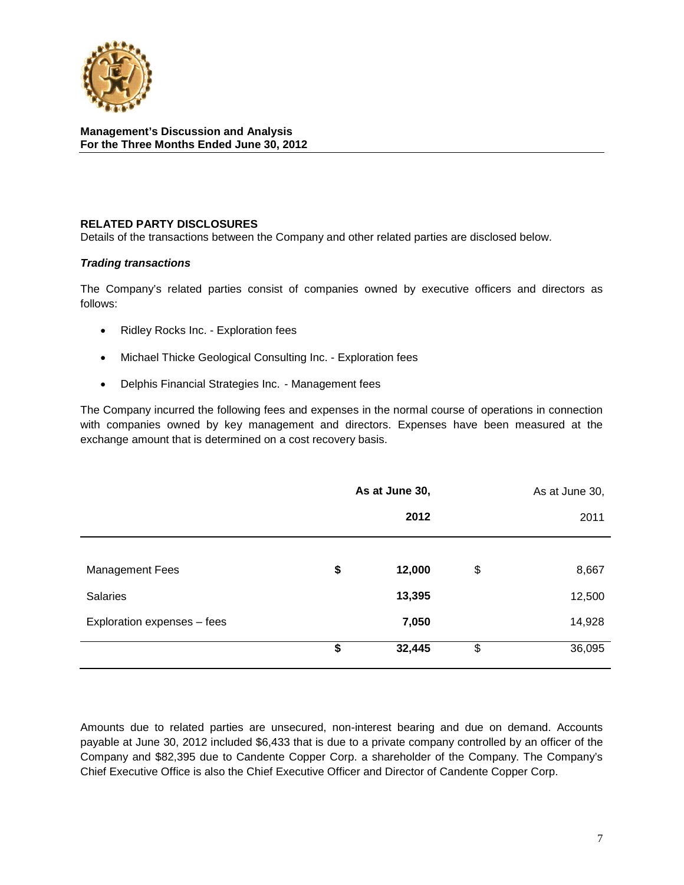## RELATED PARTY DISCLOSURES

Details of the transactions between the Company and other related parties are disclosed below.

### *Trading transactions*

The Company's related parties consist of companies owned by executive officers and directors as follows:

- Ridley Rocks Inc. - Exploration fees
- Michael Thicke Geological Consulting Inc. - Exploration fees
- Delphis Financial Strategies Inc. - Management fees

The Company incurred the following fees and expenses in the normal course of operations in connection with companies owned by key management and directors. Expenses have been measured at the exchange amount that is determined on a cost recovery basis.

| | | **As at June 30, 2012** | | As at June 30, 2011 |
|---|---|---|---|---|
| Management Fees | **$** | **12,000** | $ | 8,667 |
| Salaries | | **13,395** | | 12,500 |
| Exploration expenses – fees | | **7,050** | | 14,928 |
| | **$** | **32,445** | $ | 36,095 |

Amounts due to related parties are unsecured, non-interest bearing and due on demand. Accounts payable at June 30, 2012 included $6,433 that is due to a private company controlled by an officer of the Company and $82,395 due to Candente Copper Corp. a shareholder of the Company. The Company's Chief Executive Office is also the Chief Executive Officer and Director of Candente Copper Corp.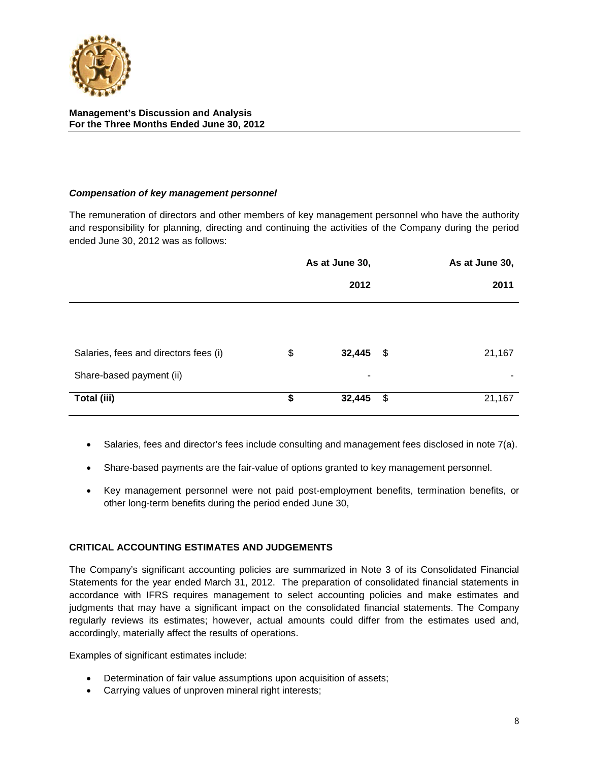**Management's Discussion and Analysis**
**For the Three Months Ended June 30, 2012**

### *Compensation of key management personnel*

The remuneration of directors and other members of key management personnel who have the authority and responsibility for planning, directing and continuing the activities of the Company during the period ended June 30, 2012 was as follows:

| | As at June 30, 2012 | As at June 30, 2011 |
|---|---|---|
| Salaries, fees and directors fees (i) | $ **32,445** | $ 21,167 |
| Share-based payment (ii) | - | - |
| **Total (iii)** | **$ 32,445** | $ 21,167 |

- Salaries, fees and director's fees include consulting and management fees disclosed in note 7(a).
- Share-based payments are the fair-value of options granted to key management personnel.
- Key management personnel were not paid post-employment benefits, termination benefits, or other long-term benefits during the period ended June 30,

## CRITICAL ACCOUNTING ESTIMATES AND JUDGEMENTS

The Company's significant accounting policies are summarized in Note 3 of its Consolidated Financial Statements for the year ended March 31, 2012. The preparation of consolidated financial statements in accordance with IFRS requires management to select accounting policies and make estimates and judgments that may have a significant impact on the consolidated financial statements. The Company regularly reviews its estimates; however, actual amounts could differ from the estimates used and, accordingly, materially affect the results of operations.

Examples of significant estimates include:

- Determination of fair value assumptions upon acquisition of assets;
- Carrying values of unproven mineral right interests;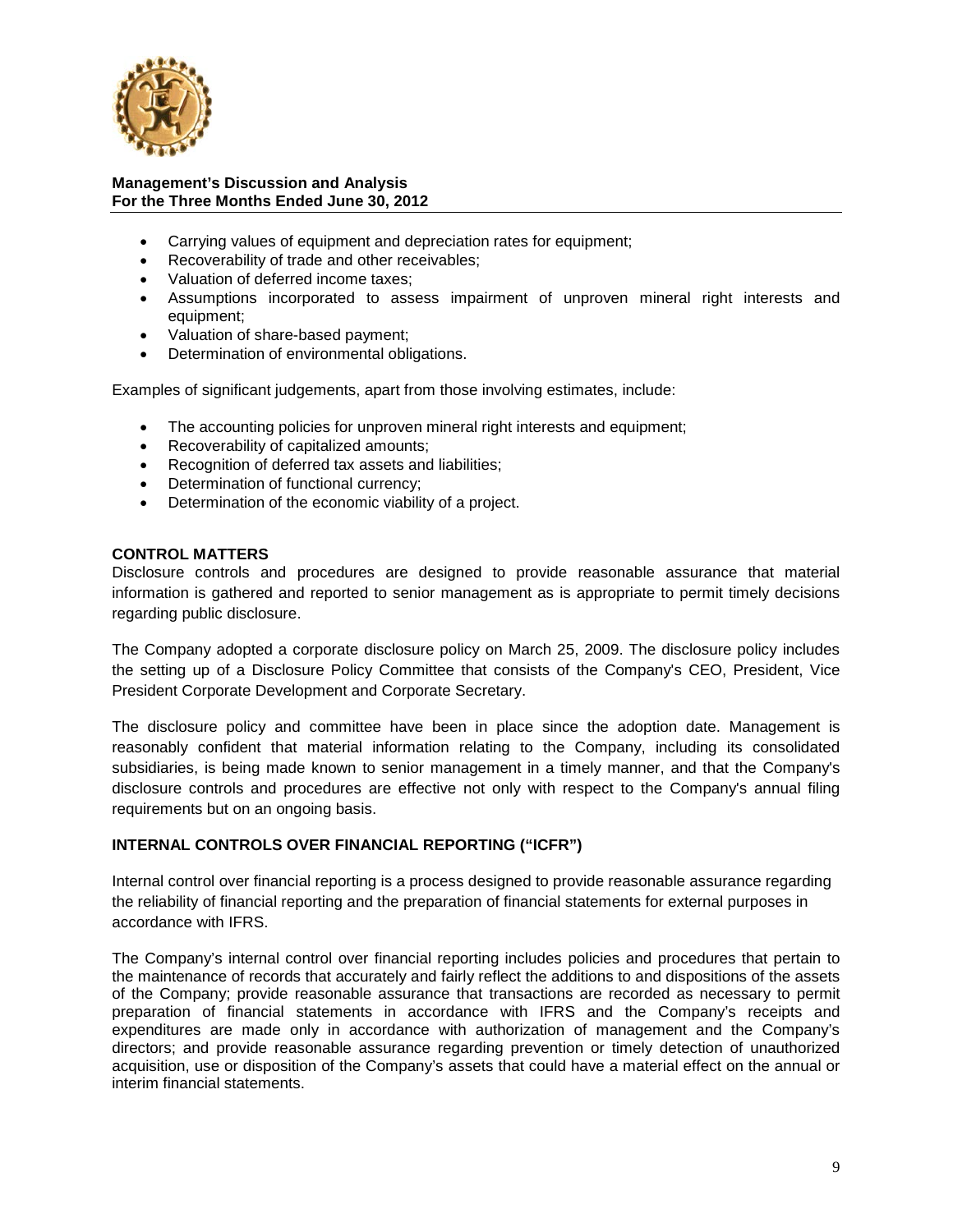- Carrying values of equipment and depreciation rates for equipment;
- Recoverability of trade and other receivables;
- Valuation of deferred income taxes;
- Assumptions incorporated to assess impairment of unproven mineral right interests and equipment;
- Valuation of share-based payment;
- Determination of environmental obligations.

Examples of significant judgements, apart from those involving estimates, include:

- The accounting policies for unproven mineral right interests and equipment;
- Recoverability of capitalized amounts;
- Recognition of deferred tax assets and liabilities;
- Determination of functional currency;
- Determination of the economic viability of a project.

## CONTROL MATTERS

Disclosure controls and procedures are designed to provide reasonable assurance that material information is gathered and reported to senior management as is appropriate to permit timely decisions regarding public disclosure.

The Company adopted a corporate disclosure policy on March 25, 2009. The disclosure policy includes the setting up of a Disclosure Policy Committee that consists of the Company's CEO, President, Vice President Corporate Development and Corporate Secretary.

The disclosure policy and committee have been in place since the adoption date. Management is reasonably confident that material information relating to the Company, including its consolidated subsidiaries, is being made known to senior management in a timely manner, and that the Company's disclosure controls and procedures are effective not only with respect to the Company's annual filing requirements but on an ongoing basis.

## INTERNAL CONTROLS OVER FINANCIAL REPORTING ("ICFR")

Internal control over financial reporting is a process designed to provide reasonable assurance regarding the reliability of financial reporting and the preparation of financial statements for external purposes in accordance with IFRS.

The Company's internal control over financial reporting includes policies and procedures that pertain to the maintenance of records that accurately and fairly reflect the additions to and dispositions of the assets of the Company; provide reasonable assurance that transactions are recorded as necessary to permit preparation of financial statements in accordance with IFRS and the Company's receipts and expenditures are made only in accordance with authorization of management and the Company's directors; and provide reasonable assurance regarding prevention or timely detection of unauthorized acquisition, use or disposition of the Company's assets that could have a material effect on the annual or interim financial statements.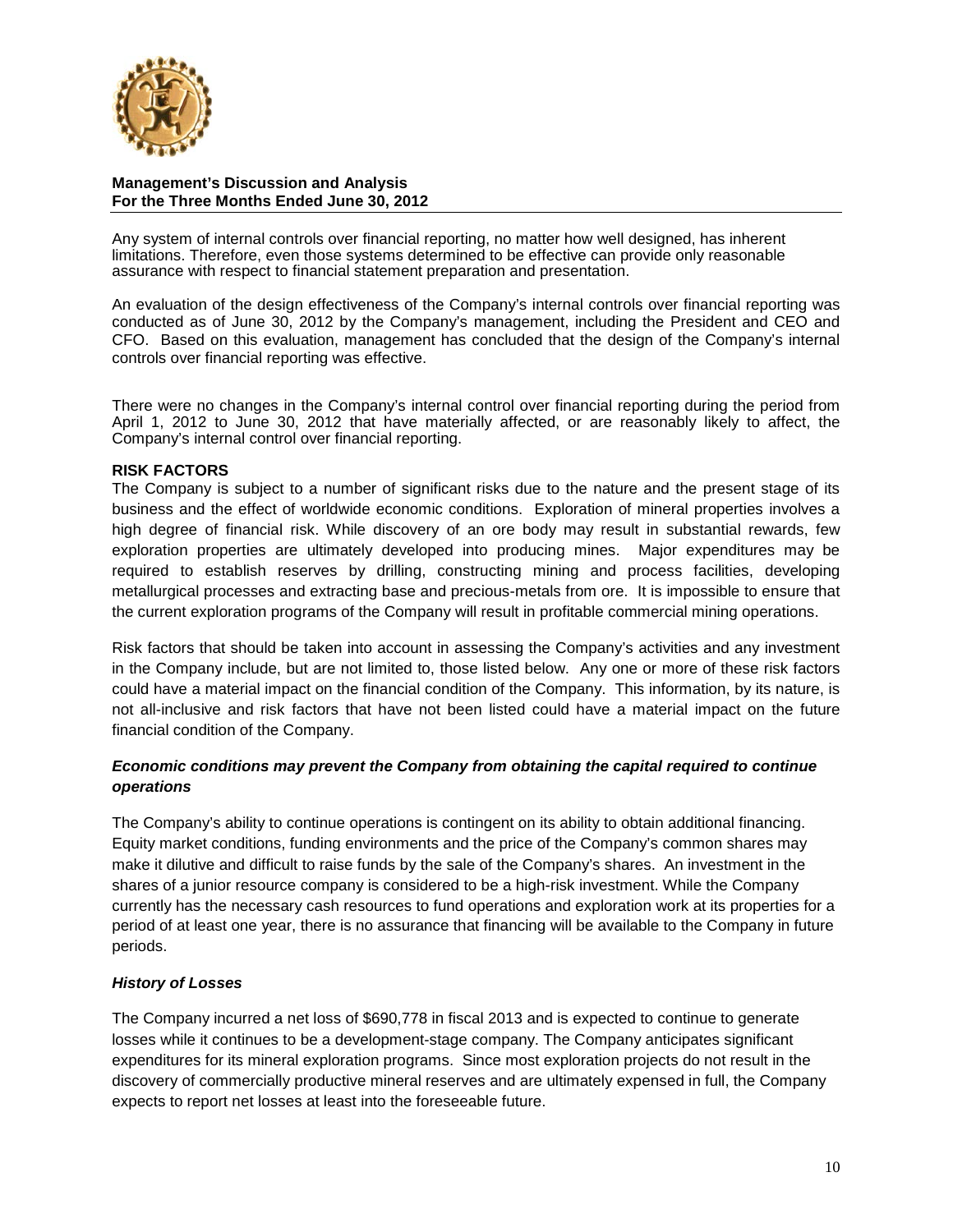Any system of internal controls over financial reporting, no matter how well designed, has inherent limitations. Therefore, even those systems determined to be effective can provide only reasonable assurance with respect to financial statement preparation and presentation.

An evaluation of the design effectiveness of the Company's internal controls over financial reporting was conducted as of June 30, 2012 by the Company's management, including the President and CEO and CFO. Based on this evaluation, management has concluded that the design of the Company's internal controls over financial reporting was effective.

There were no changes in the Company's internal control over financial reporting during the period from April 1, 2012 to June 30, 2012 that have materially affected, or are reasonably likely to affect, the Company's internal control over financial reporting.

## RISK FACTORS

The Company is subject to a number of significant risks due to the nature and the present stage of its business and the effect of worldwide economic conditions. Exploration of mineral properties involves a high degree of financial risk. While discovery of an ore body may result in substantial rewards, few exploration properties are ultimately developed into producing mines. Major expenditures may be required to establish reserves by drilling, constructing mining and process facilities, developing metallurgical processes and extracting base and precious-metals from ore. It is impossible to ensure that the current exploration programs of the Company will result in profitable commercial mining operations.

Risk factors that should be taken into account in assessing the Company's activities and any investment in the Company include, but are not limited to, those listed below. Any one or more of these risk factors could have a material impact on the financial condition of the Company. This information, by its nature, is not all-inclusive and risk factors that have not been listed could have a material impact on the future financial condition of the Company.

### *Economic conditions may prevent the Company from obtaining the capital required to continue operations*

The Company's ability to continue operations is contingent on its ability to obtain additional financing. Equity market conditions, funding environments and the price of the Company's common shares may make it dilutive and difficult to raise funds by the sale of the Company's shares. An investment in the shares of a junior resource company is considered to be a high-risk investment. While the Company currently has the necessary cash resources to fund operations and exploration work at its properties for a period of at least one year, there is no assurance that financing will be available to the Company in future periods.

### *History of Losses*

The Company incurred a net loss of $690,778 in fiscal 2013 and is expected to continue to generate losses while it continues to be a development-stage company. The Company anticipates significant expenditures for its mineral exploration programs. Since most exploration projects do not result in the discovery of commercially productive mineral reserves and are ultimately expensed in full, the Company expects to report net losses at least into the foreseeable future.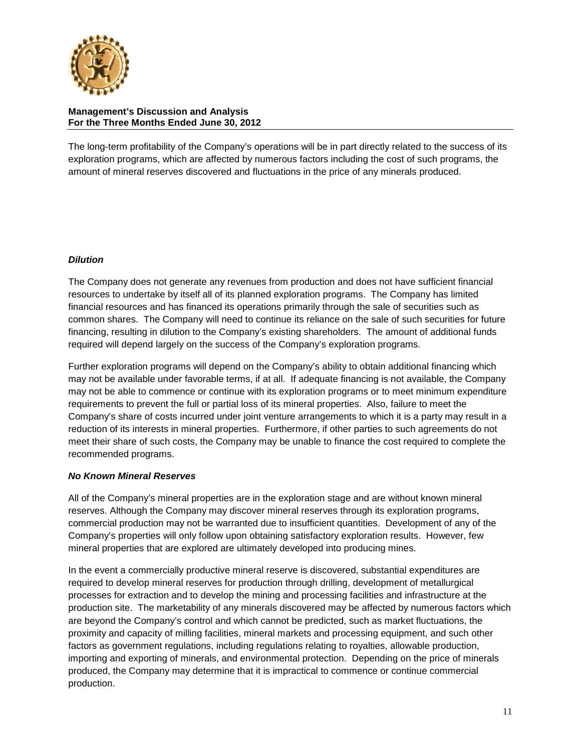The long-term profitability of the Company's operations will be in part directly related to the success of its exploration programs, which are affected by numerous factors including the cost of such programs, the amount of mineral reserves discovered and fluctuations in the price of any minerals produced.

***Dilution***

The Company does not generate any revenues from production and does not have sufficient financial resources to undertake by itself all of its planned exploration programs. The Company has limited financial resources and has financed its operations primarily through the sale of securities such as common shares. The Company will need to continue its reliance on the sale of such securities for future financing, resulting in dilution to the Company's existing shareholders. The amount of additional funds required will depend largely on the success of the Company's exploration programs.

Further exploration programs will depend on the Company's ability to obtain additional financing which may not be available under favorable terms, if at all. If adequate financing is not available, the Company may not be able to commence or continue with its exploration programs or to meet minimum expenditure requirements to prevent the full or partial loss of its mineral properties. Also, failure to meet the Company's share of costs incurred under joint venture arrangements to which it is a party may result in a reduction of its interests in mineral properties. Furthermore, if other parties to such agreements do not meet their share of such costs, the Company may be unable to finance the cost required to complete the recommended programs.

***No Known Mineral Reserves***

All of the Company's mineral properties are in the exploration stage and are without known mineral reserves. Although the Company may discover mineral reserves through its exploration programs, commercial production may not be warranted due to insufficient quantities. Development of any of the Company's properties will only follow upon obtaining satisfactory exploration results. However, few mineral properties that are explored are ultimately developed into producing mines.

In the event a commercially productive mineral reserve is discovered, substantial expenditures are required to develop mineral reserves for production through drilling, development of metallurgical processes for extraction and to develop the mining and processing facilities and infrastructure at the production site. The marketability of any minerals discovered may be affected by numerous factors which are beyond the Company's control and which cannot be predicted, such as market fluctuations, the proximity and capacity of milling facilities, mineral markets and processing equipment, and such other factors as government regulations, including regulations relating to royalties, allowable production, importing and exporting of minerals, and environmental protection. Depending on the price of minerals produced, the Company may determine that it is impractical to commence or continue commercial production.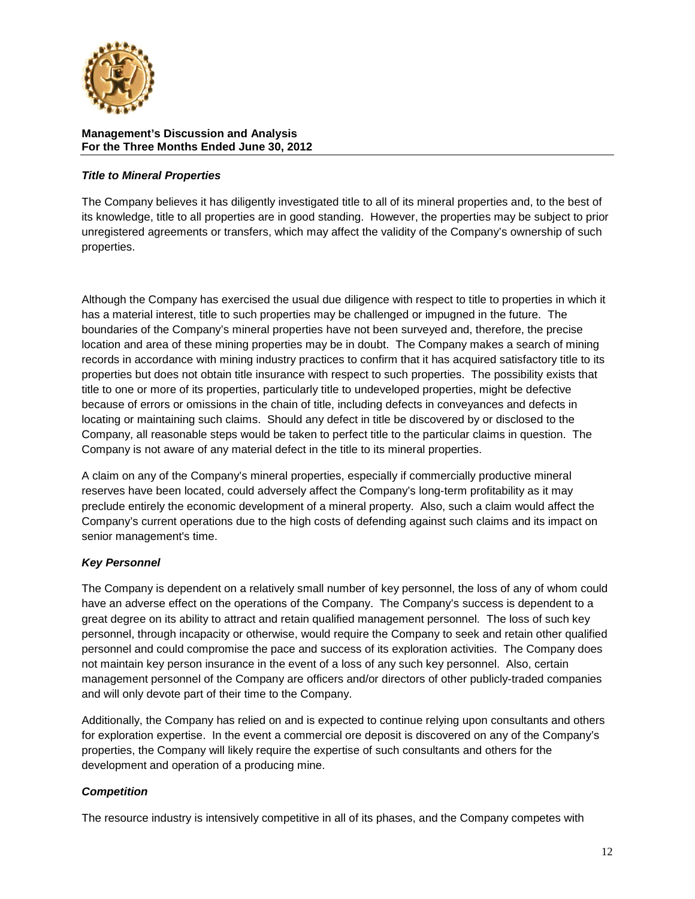### *Title to Mineral Properties*

The Company believes it has diligently investigated title to all of its mineral properties and, to the best of its knowledge, title to all properties are in good standing. However, the properties may be subject to prior unregistered agreements or transfers, which may affect the validity of the Company's ownership of such properties.

Although the Company has exercised the usual due diligence with respect to title to properties in which it has a material interest, title to such properties may be challenged or impugned in the future. The boundaries of the Company's mineral properties have not been surveyed and, therefore, the precise location and area of these mining properties may be in doubt. The Company makes a search of mining records in accordance with mining industry practices to confirm that it has acquired satisfactory title to its properties but does not obtain title insurance with respect to such properties. The possibility exists that title to one or more of its properties, particularly title to undeveloped properties, might be defective because of errors or omissions in the chain of title, including defects in conveyances and defects in locating or maintaining such claims. Should any defect in title be discovered by or disclosed to the Company, all reasonable steps would be taken to perfect title to the particular claims in question. The Company is not aware of any material defect in the title to its mineral properties.

A claim on any of the Company's mineral properties, especially if commercially productive mineral reserves have been located, could adversely affect the Company's long-term profitability as it may preclude entirely the economic development of a mineral property. Also, such a claim would affect the Company's current operations due to the high costs of defending against such claims and its impact on senior management's time.

### *Key Personnel*

The Company is dependent on a relatively small number of key personnel, the loss of any of whom could have an adverse effect on the operations of the Company. The Company's success is dependent to a great degree on its ability to attract and retain qualified management personnel. The loss of such key personnel, through incapacity or otherwise, would require the Company to seek and retain other qualified personnel and could compromise the pace and success of its exploration activities. The Company does not maintain key person insurance in the event of a loss of any such key personnel. Also, certain management personnel of the Company are officers and/or directors of other publicly-traded companies and will only devote part of their time to the Company.

Additionally, the Company has relied on and is expected to continue relying upon consultants and others for exploration expertise. In the event a commercial ore deposit is discovered on any of the Company's properties, the Company will likely require the expertise of such consultants and others for the development and operation of a producing mine.

### *Competition*

The resource industry is intensively competitive in all of its phases, and the Company competes with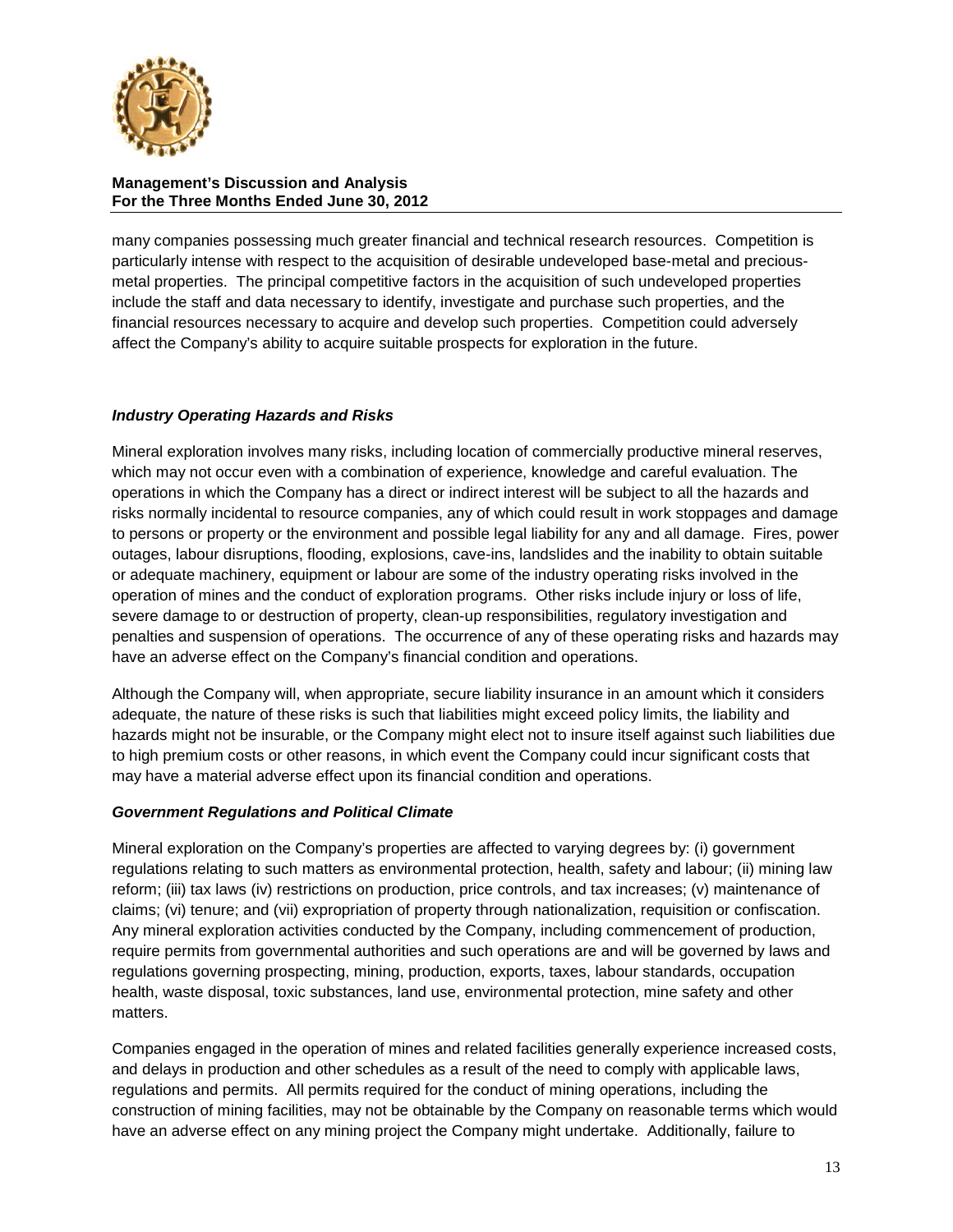many companies possessing much greater financial and technical research resources. Competition is particularly intense with respect to the acquisition of desirable undeveloped base-metal and precious-metal properties. The principal competitive factors in the acquisition of such undeveloped properties include the staff and data necessary to identify, investigate and purchase such properties, and the financial resources necessary to acquire and develop such properties. Competition could adversely affect the Company's ability to acquire suitable prospects for exploration in the future.

### *Industry Operating Hazards and Risks*

Mineral exploration involves many risks, including location of commercially productive mineral reserves, which may not occur even with a combination of experience, knowledge and careful evaluation. The operations in which the Company has a direct or indirect interest will be subject to all the hazards and risks normally incidental to resource companies, any of which could result in work stoppages and damage to persons or property or the environment and possible legal liability for any and all damage. Fires, power outages, labour disruptions, flooding, explosions, cave-ins, landslides and the inability to obtain suitable or adequate machinery, equipment or labour are some of the industry operating risks involved in the operation of mines and the conduct of exploration programs. Other risks include injury or loss of life, severe damage to or destruction of property, clean-up responsibilities, regulatory investigation and penalties and suspension of operations. The occurrence of any of these operating risks and hazards may have an adverse effect on the Company's financial condition and operations.

Although the Company will, when appropriate, secure liability insurance in an amount which it considers adequate, the nature of these risks is such that liabilities might exceed policy limits, the liability and hazards might not be insurable, or the Company might elect not to insure itself against such liabilities due to high premium costs or other reasons, in which event the Company could incur significant costs that may have a material adverse effect upon its financial condition and operations.

### *Government Regulations and Political Climate*

Mineral exploration on the Company's properties are affected to varying degrees by: (i) government regulations relating to such matters as environmental protection, health, safety and labour; (ii) mining law reform; (iii) tax laws (iv) restrictions on production, price controls, and tax increases; (v) maintenance of claims; (vi) tenure; and (vii) expropriation of property through nationalization, requisition or confiscation. Any mineral exploration activities conducted by the Company, including commencement of production, require permits from governmental authorities and such operations are and will be governed by laws and regulations governing prospecting, mining, production, exports, taxes, labour standards, occupation health, waste disposal, toxic substances, land use, environmental protection, mine safety and other matters.

Companies engaged in the operation of mines and related facilities generally experience increased costs, and delays in production and other schedules as a result of the need to comply with applicable laws, regulations and permits. All permits required for the conduct of mining operations, including the construction of mining facilities, may not be obtainable by the Company on reasonable terms which would have an adverse effect on any mining project the Company might undertake. Additionally, failure to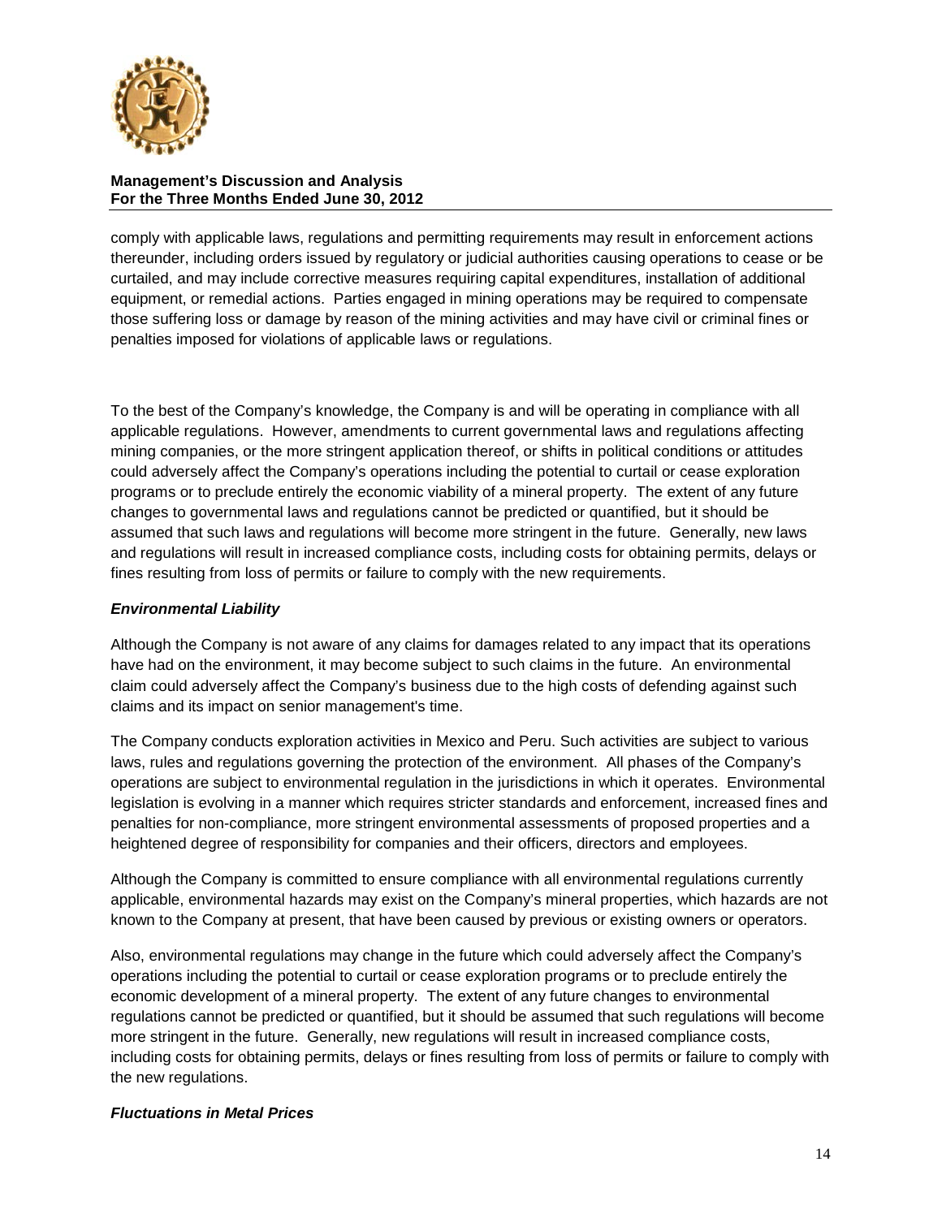comply with applicable laws, regulations and permitting requirements may result in enforcement actions thereunder, including orders issued by regulatory or judicial authorities causing operations to cease or be curtailed, and may include corrective measures requiring capital expenditures, installation of additional equipment, or remedial actions. Parties engaged in mining operations may be required to compensate those suffering loss or damage by reason of the mining activities and may have civil or criminal fines or penalties imposed for violations of applicable laws or regulations.

To the best of the Company's knowledge, the Company is and will be operating in compliance with all applicable regulations. However, amendments to current governmental laws and regulations affecting mining companies, or the more stringent application thereof, or shifts in political conditions or attitudes could adversely affect the Company's operations including the potential to curtail or cease exploration programs or to preclude entirely the economic viability of a mineral property. The extent of any future changes to governmental laws and regulations cannot be predicted or quantified, but it should be assumed that such laws and regulations will become more stringent in the future. Generally, new laws and regulations will result in increased compliance costs, including costs for obtaining permits, delays or fines resulting from loss of permits or failure to comply with the new requirements.

***Environmental Liability***

Although the Company is not aware of any claims for damages related to any impact that its operations have had on the environment, it may become subject to such claims in the future. An environmental claim could adversely affect the Company's business due to the high costs of defending against such claims and its impact on senior management's time.

The Company conducts exploration activities in Mexico and Peru. Such activities are subject to various laws, rules and regulations governing the protection of the environment. All phases of the Company's operations are subject to environmental regulation in the jurisdictions in which it operates. Environmental legislation is evolving in a manner which requires stricter standards and enforcement, increased fines and penalties for non-compliance, more stringent environmental assessments of proposed properties and a heightened degree of responsibility for companies and their officers, directors and employees.

Although the Company is committed to ensure compliance with all environmental regulations currently applicable, environmental hazards may exist on the Company's mineral properties, which hazards are not known to the Company at present, that have been caused by previous or existing owners or operators.

Also, environmental regulations may change in the future which could adversely affect the Company's operations including the potential to curtail or cease exploration programs or to preclude entirely the economic development of a mineral property. The extent of any future changes to environmental regulations cannot be predicted or quantified, but it should be assumed that such regulations will become more stringent in the future. Generally, new regulations will result in increased compliance costs, including costs for obtaining permits, delays or fines resulting from loss of permits or failure to comply with the new regulations.

***Fluctuations in Metal Prices***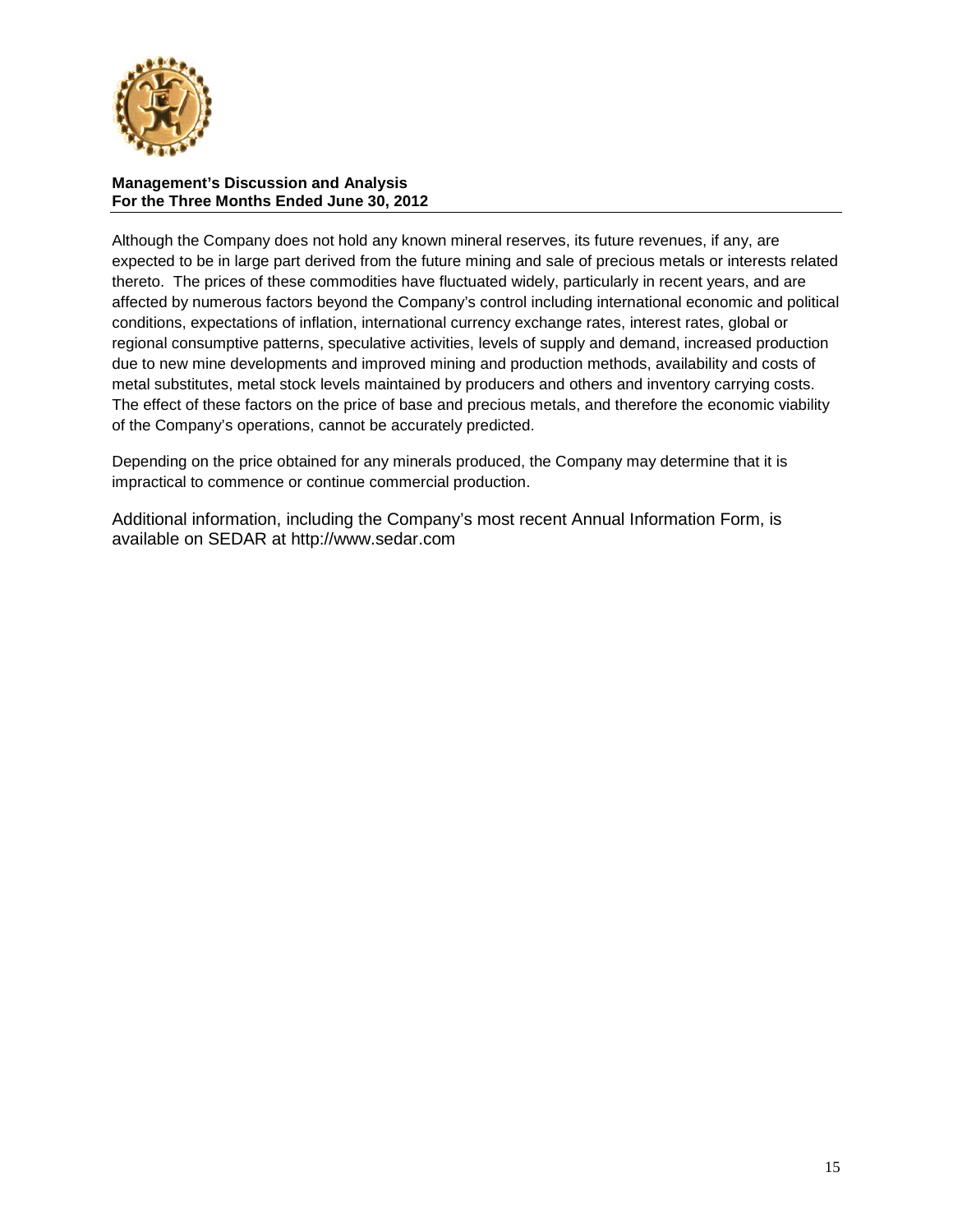Although the Company does not hold any known mineral reserves, its future revenues, if any, are expected to be in large part derived from the future mining and sale of precious metals or interests related thereto. The prices of these commodities have fluctuated widely, particularly in recent years, and are affected by numerous factors beyond the Company's control including international economic and political conditions, expectations of inflation, international currency exchange rates, interest rates, global or regional consumptive patterns, speculative activities, levels of supply and demand, increased production due to new mine developments and improved mining and production methods, availability and costs of metal substitutes, metal stock levels maintained by producers and others and inventory carrying costs. The effect of these factors on the price of base and precious metals, and therefore the economic viability of the Company's operations, cannot be accurately predicted.

Depending on the price obtained for any minerals produced, the Company may determine that it is impractical to commence or continue commercial production.

Additional information, including the Company's most recent Annual Information Form, is available on SEDAR at http://www.sedar.com